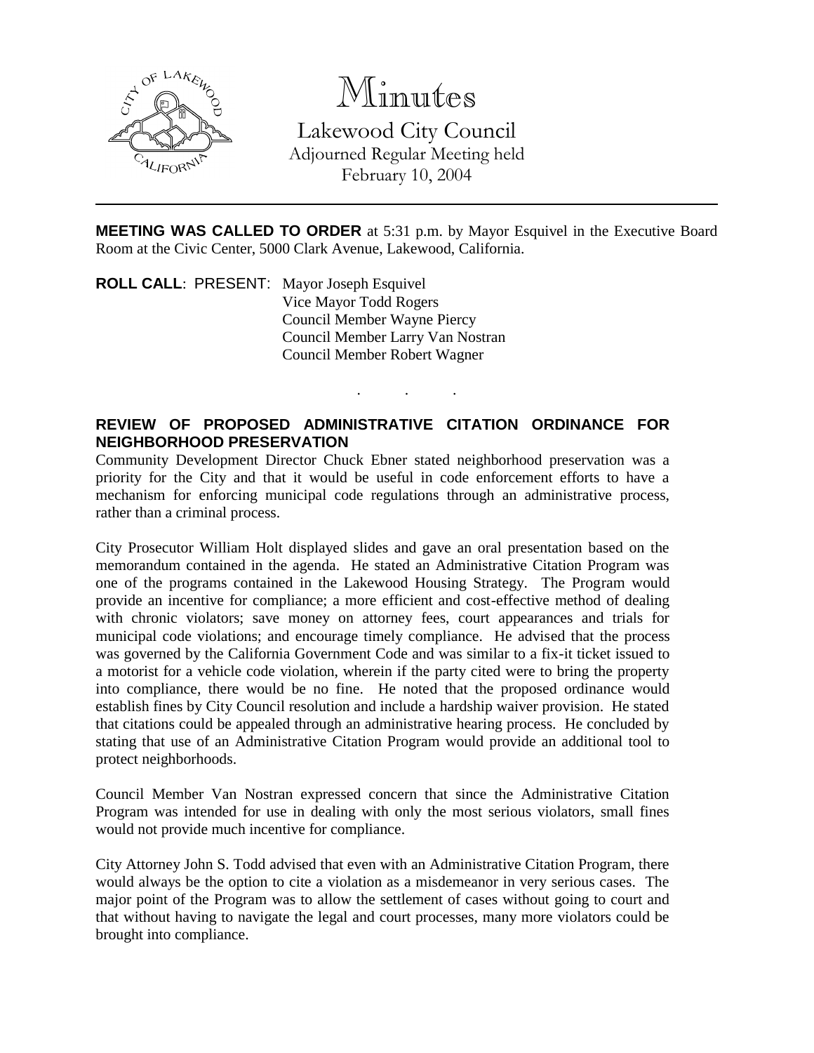# Minutes

Lakewood City Council
Adjourned Regular Meeting held
February 10, 2004

---

**MEETING WAS CALLED TO ORDER** at 5:31 p.m. by Mayor Esquivel in the Executive Board Room at the Civic Center, 5000 Clark Avenue, Lakewood, California.

**ROLL CALL**: PRESENT: Mayor Joseph Esquivel
Vice Mayor Todd Rogers
Council Member Wayne Piercy
Council Member Larry Van Nostran
Council Member Robert Wagner

. . .

**REVIEW OF PROPOSED ADMINISTRATIVE CITATION ORDINANCE FOR NEIGHBORHOOD PRESERVATION**

Community Development Director Chuck Ebner stated neighborhood preservation was a priority for the City and that it would be useful in code enforcement efforts to have a mechanism for enforcing municipal code regulations through an administrative process, rather than a criminal process.

City Prosecutor William Holt displayed slides and gave an oral presentation based on the memorandum contained in the agenda. He stated an Administrative Citation Program was one of the programs contained in the Lakewood Housing Strategy. The Program would provide an incentive for compliance; a more efficient and cost-effective method of dealing with chronic violators; save money on attorney fees, court appearances and trials for municipal code violations; and encourage timely compliance. He advised that the process was governed by the California Government Code and was similar to a fix-it ticket issued to a motorist for a vehicle code violation, wherein if the party cited were to bring the property into compliance, there would be no fine. He noted that the proposed ordinance would establish fines by City Council resolution and include a hardship waiver provision. He stated that citations could be appealed through an administrative hearing process. He concluded by stating that use of an Administrative Citation Program would provide an additional tool to protect neighborhoods.

Council Member Van Nostran expressed concern that since the Administrative Citation Program was intended for use in dealing with only the most serious violators, small fines would not provide much incentive for compliance.

City Attorney John S. Todd advised that even with an Administrative Citation Program, there would always be the option to cite a violation as a misdemeanor in very serious cases. The major point of the Program was to allow the settlement of cases without going to court and that without having to navigate the legal and court processes, many more violators could be brought into compliance.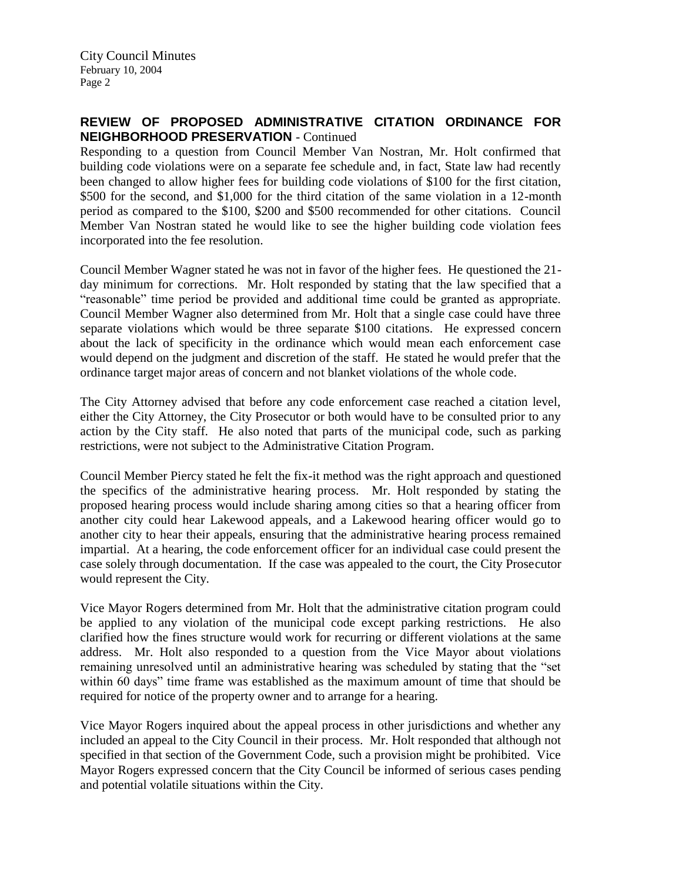## REVIEW OF PROPOSED ADMINISTRATIVE CITATION ORDINANCE FOR NEIGHBORHOOD PRESERVATION - Continued

Responding to a question from Council Member Van Nostran, Mr. Holt confirmed that building code violations were on a separate fee schedule and, in fact, State law had recently been changed to allow higher fees for building code violations of $100 for the first citation, $500 for the second, and $1,000 for the third citation of the same violation in a 12-month period as compared to the $100, $200 and $500 recommended for other citations. Council Member Van Nostran stated he would like to see the higher building code violation fees incorporated into the fee resolution.

Council Member Wagner stated he was not in favor of the higher fees. He questioned the 21-day minimum for corrections. Mr. Holt responded by stating that the law specified that a "reasonable" time period be provided and additional time could be granted as appropriate. Council Member Wagner also determined from Mr. Holt that a single case could have three separate violations which would be three separate $100 citations. He expressed concern about the lack of specificity in the ordinance which would mean each enforcement case would depend on the judgment and discretion of the staff. He stated he would prefer that the ordinance target major areas of concern and not blanket violations of the whole code.

The City Attorney advised that before any code enforcement case reached a citation level, either the City Attorney, the City Prosecutor or both would have to be consulted prior to any action by the City staff. He also noted that parts of the municipal code, such as parking restrictions, were not subject to the Administrative Citation Program.

Council Member Piercy stated he felt the fix-it method was the right approach and questioned the specifics of the administrative hearing process. Mr. Holt responded by stating the proposed hearing process would include sharing among cities so that a hearing officer from another city could hear Lakewood appeals, and a Lakewood hearing officer would go to another city to hear their appeals, ensuring that the administrative hearing process remained impartial. At a hearing, the code enforcement officer for an individual case could present the case solely through documentation. If the case was appealed to the court, the City Prosecutor would represent the City.

Vice Mayor Rogers determined from Mr. Holt that the administrative citation program could be applied to any violation of the municipal code except parking restrictions. He also clarified how the fines structure would work for recurring or different violations at the same address. Mr. Holt also responded to a question from the Vice Mayor about violations remaining unresolved until an administrative hearing was scheduled by stating that the "set within 60 days" time frame was established as the maximum amount of time that should be required for notice of the property owner and to arrange for a hearing.

Vice Mayor Rogers inquired about the appeal process in other jurisdictions and whether any included an appeal to the City Council in their process. Mr. Holt responded that although not specified in that section of the Government Code, such a provision might be prohibited. Vice Mayor Rogers expressed concern that the City Council be informed of serious cases pending and potential volatile situations within the City.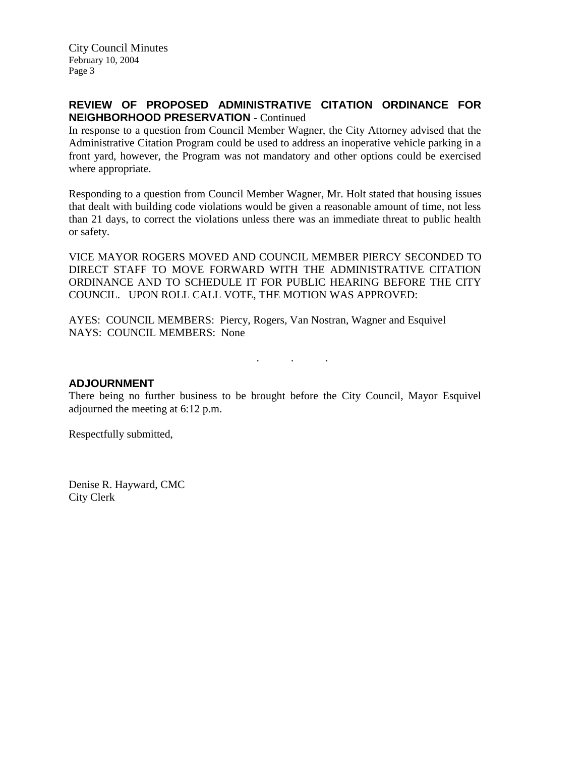**REVIEW OF PROPOSED ADMINISTRATIVE CITATION ORDINANCE FOR NEIGHBORHOOD PRESERVATION** - Continued

In response to a question from Council Member Wagner, the City Attorney advised that the Administrative Citation Program could be used to address an inoperative vehicle parking in a front yard, however, the Program was not mandatory and other options could be exercised where appropriate.

Responding to a question from Council Member Wagner, Mr. Holt stated that housing issues that dealt with building code violations would be given a reasonable amount of time, not less than 21 days, to correct the violations unless there was an immediate threat to public health or safety.

VICE MAYOR ROGERS MOVED AND COUNCIL MEMBER PIERCY SECONDED TO DIRECT STAFF TO MOVE FORWARD WITH THE ADMINISTRATIVE CITATION ORDINANCE AND TO SCHEDULE IT FOR PUBLIC HEARING BEFORE THE CITY COUNCIL. UPON ROLL CALL VOTE, THE MOTION WAS APPROVED:

AYES: COUNCIL MEMBERS: Piercy, Rogers, Van Nostran, Wagner and Esquivel
NAYS: COUNCIL MEMBERS: None

. . .

**ADJOURNMENT**

There being no further business to be brought before the City Council, Mayor Esquivel adjourned the meeting at 6:12 p.m.

Respectfully submitted,

Denise R. Hayward, CMC
City Clerk